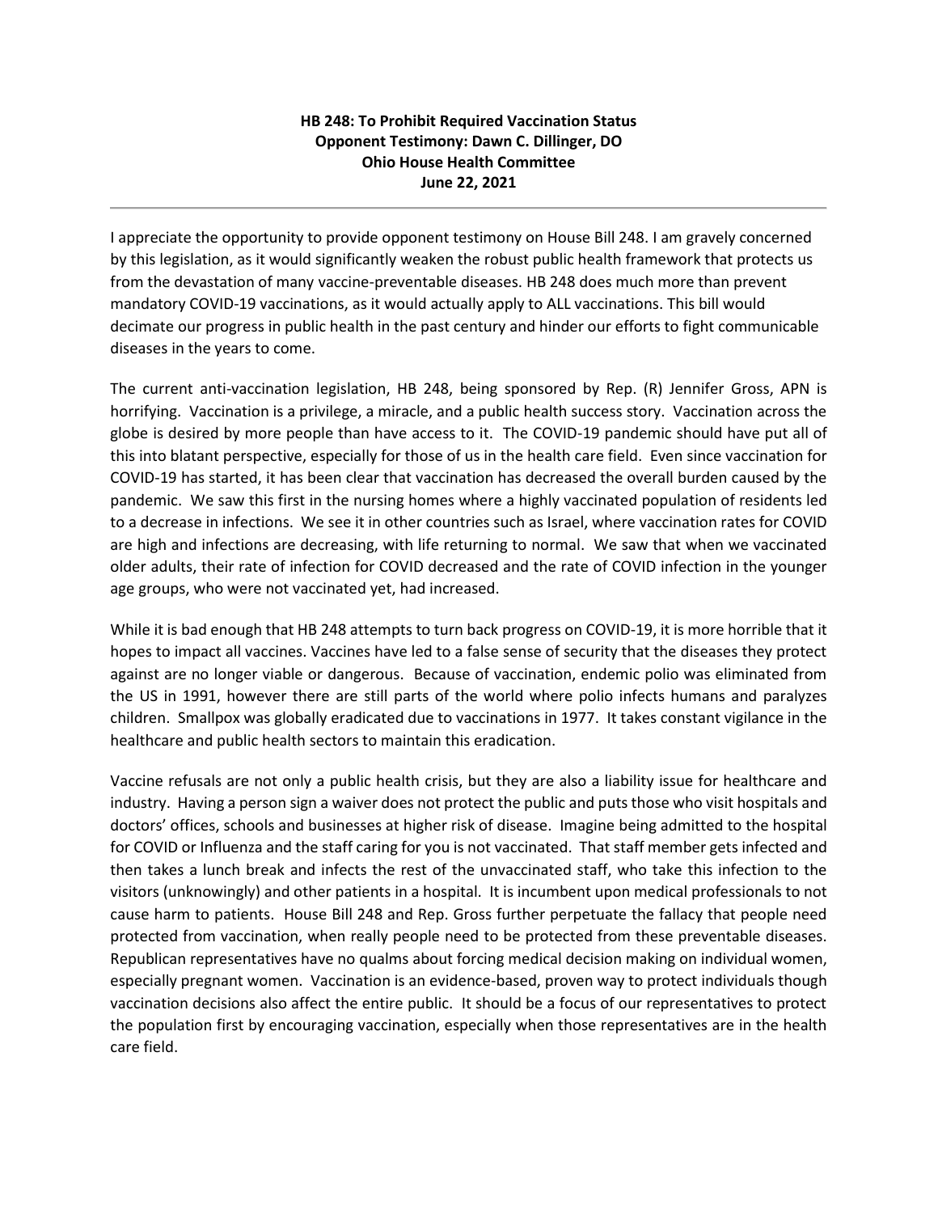**HB 248: To Prohibit Required Vaccination Status**
**Opponent Testimony: Dawn C. Dillinger, DO**
**Ohio House Health Committee**
**June 22, 2021**

---

I appreciate the opportunity to provide opponent testimony on House Bill 248. I am gravely concerned by this legislation, as it would significantly weaken the robust public health framework that protects us from the devastation of many vaccine-preventable diseases. HB 248 does much more than prevent mandatory COVID-19 vaccinations, as it would actually apply to ALL vaccinations. This bill would decimate our progress in public health in the past century and hinder our efforts to fight communicable diseases in the years to come.

The current anti-vaccination legislation, HB 248, being sponsored by Rep. (R) Jennifer Gross, APN is horrifying. Vaccination is a privilege, a miracle, and a public health success story. Vaccination across the globe is desired by more people than have access to it. The COVID-19 pandemic should have put all of this into blatant perspective, especially for those of us in the health care field. Even since vaccination for COVID-19 has started, it has been clear that vaccination has decreased the overall burden caused by the pandemic. We saw this first in the nursing homes where a highly vaccinated population of residents led to a decrease in infections. We see it in other countries such as Israel, where vaccination rates for COVID are high and infections are decreasing, with life returning to normal. We saw that when we vaccinated older adults, their rate of infection for COVID decreased and the rate of COVID infection in the younger age groups, who were not vaccinated yet, had increased.

While it is bad enough that HB 248 attempts to turn back progress on COVID-19, it is more horrible that it hopes to impact all vaccines. Vaccines have led to a false sense of security that the diseases they protect against are no longer viable or dangerous. Because of vaccination, endemic polio was eliminated from the US in 1991, however there are still parts of the world where polio infects humans and paralyzes children. Smallpox was globally eradicated due to vaccinations in 1977. It takes constant vigilance in the healthcare and public health sectors to maintain this eradication.

Vaccine refusals are not only a public health crisis, but they are also a liability issue for healthcare and industry. Having a person sign a waiver does not protect the public and puts those who visit hospitals and doctors' offices, schools and businesses at higher risk of disease. Imagine being admitted to the hospital for COVID or Influenza and the staff caring for you is not vaccinated. That staff member gets infected and then takes a lunch break and infects the rest of the unvaccinated staff, who take this infection to the visitors (unknowingly) and other patients in a hospital. It is incumbent upon medical professionals to not cause harm to patients. House Bill 248 and Rep. Gross further perpetuate the fallacy that people need protected from vaccination, when really people need to be protected from these preventable diseases. Republican representatives have no qualms about forcing medical decision making on individual women, especially pregnant women. Vaccination is an evidence-based, proven way to protect individuals though vaccination decisions also affect the entire public. It should be a focus of our representatives to protect the population first by encouraging vaccination, especially when those representatives are in the health care field.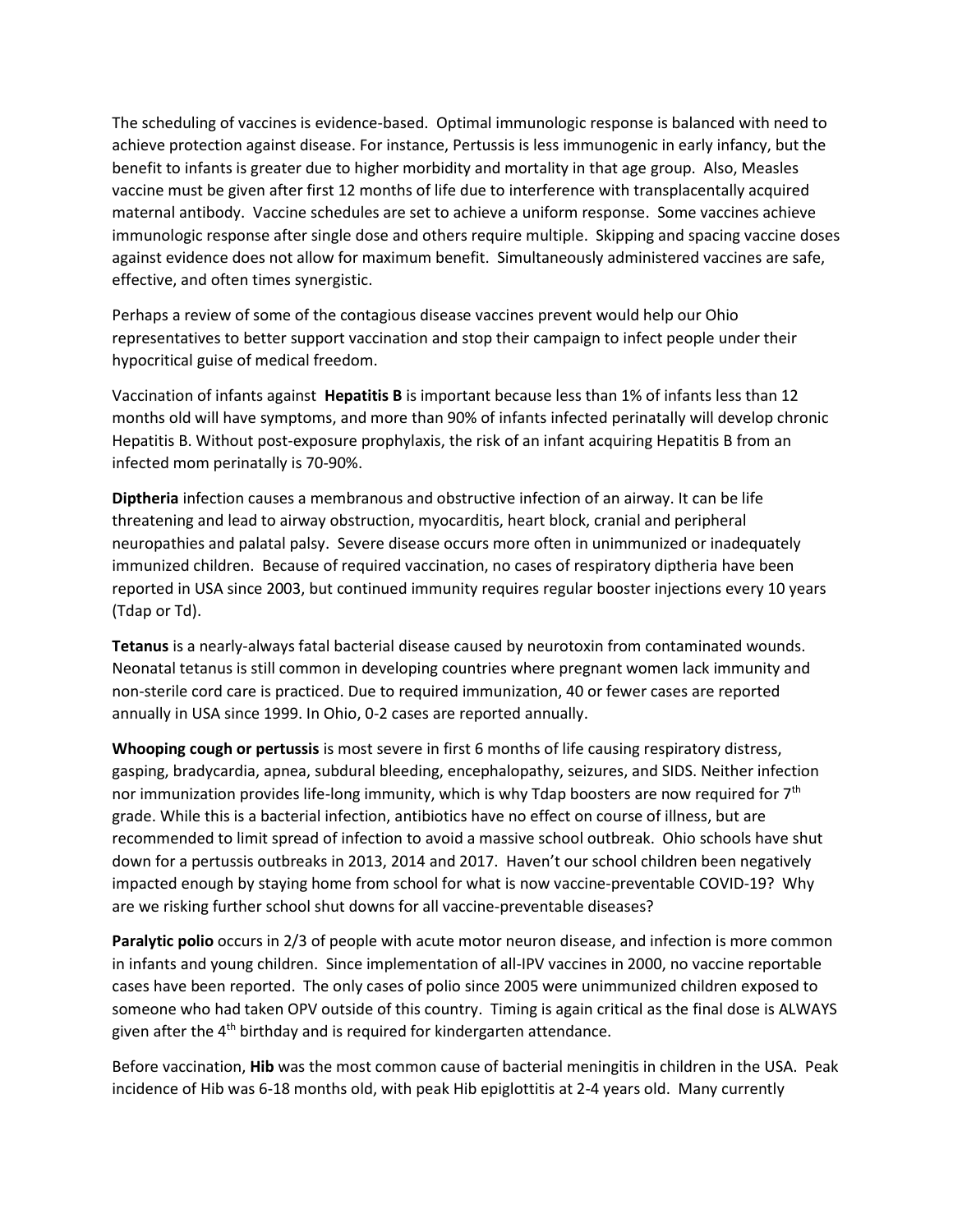The scheduling of vaccines is evidence-based. Optimal immunologic response is balanced with need to achieve protection against disease. For instance, Pertussis is less immunogenic in early infancy, but the benefit to infants is greater due to higher morbidity and mortality in that age group. Also, Measles vaccine must be given after first 12 months of life due to interference with transplacentally acquired maternal antibody. Vaccine schedules are set to achieve a uniform response. Some vaccines achieve immunologic response after single dose and others require multiple. Skipping and spacing vaccine doses against evidence does not allow for maximum benefit. Simultaneously administered vaccines are safe, effective, and often times synergistic.

Perhaps a review of some of the contagious disease vaccines prevent would help our Ohio representatives to better support vaccination and stop their campaign to infect people under their hypocritical guise of medical freedom.

Vaccination of infants against **Hepatitis B** is important because less than 1% of infants less than 12 months old will have symptoms, and more than 90% of infants infected perinatally will develop chronic Hepatitis B. Without post-exposure prophylaxis, the risk of an infant acquiring Hepatitis B from an infected mom perinatally is 70-90%.

**Diptheria** infection causes a membranous and obstructive infection of an airway. It can be life threatening and lead to airway obstruction, myocarditis, heart block, cranial and peripheral neuropathies and palatal palsy. Severe disease occurs more often in unimmunized or inadequately immunized children. Because of required vaccination, no cases of respiratory diptheria have been reported in USA since 2003, but continued immunity requires regular booster injections every 10 years (Tdap or Td).

**Tetanus** is a nearly-always fatal bacterial disease caused by neurotoxin from contaminated wounds. Neonatal tetanus is still common in developing countries where pregnant women lack immunity and non-sterile cord care is practiced. Due to required immunization, 40 or fewer cases are reported annually in USA since 1999. In Ohio, 0-2 cases are reported annually.

**Whooping cough or pertussis** is most severe in first 6 months of life causing respiratory distress, gasping, bradycardia, apnea, subdural bleeding, encephalopathy, seizures, and SIDS. Neither infection nor immunization provides life-long immunity, which is why Tdap boosters are now required for 7th grade. While this is a bacterial infection, antibiotics have no effect on course of illness, but are recommended to limit spread of infection to avoid a massive school outbreak. Ohio schools have shut down for a pertussis outbreaks in 2013, 2014 and 2017. Haven't our school children been negatively impacted enough by staying home from school for what is now vaccine-preventable COVID-19? Why are we risking further school shut downs for all vaccine-preventable diseases?

**Paralytic polio** occurs in 2/3 of people with acute motor neuron disease, and infection is more common in infants and young children. Since implementation of all-IPV vaccines in 2000, no vaccine reportable cases have been reported. The only cases of polio since 2005 were unimmunized children exposed to someone who had taken OPV outside of this country. Timing is again critical as the final dose is ALWAYS given after the 4th birthday and is required for kindergarten attendance.

Before vaccination, **Hib** was the most common cause of bacterial meningitis in children in the USA. Peak incidence of Hib was 6-18 months old, with peak Hib epiglottitis at 2-4 years old. Many currently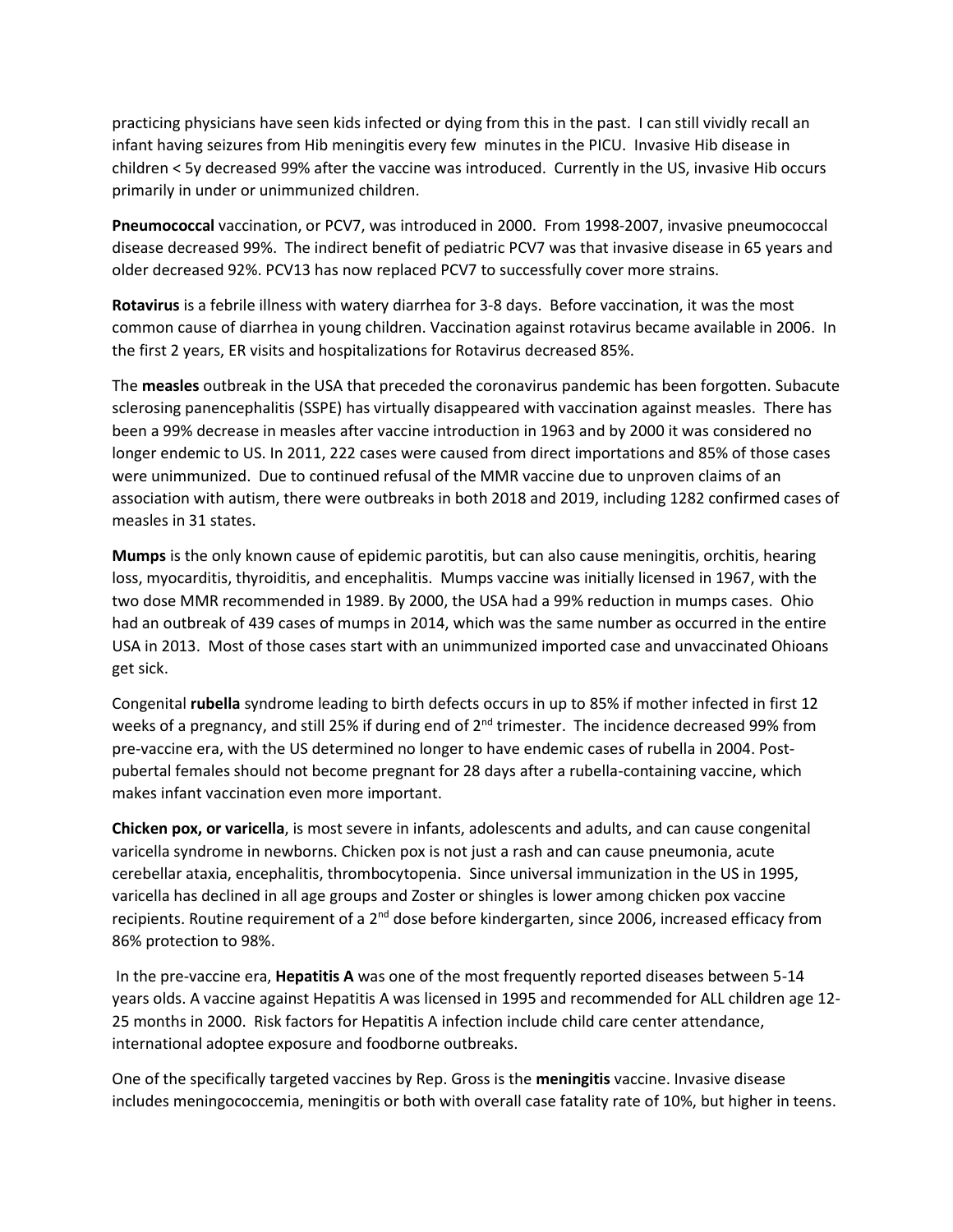practicing physicians have seen kids infected or dying from this in the past. I can still vividly recall an infant having seizures from Hib meningitis every few minutes in the PICU. Invasive Hib disease in children < 5y decreased 99% after the vaccine was introduced. Currently in the US, invasive Hib occurs primarily in under or unimmunized children.

**Pneumococcal** vaccination, or PCV7, was introduced in 2000. From 1998-2007, invasive pneumococcal disease decreased 99%. The indirect benefit of pediatric PCV7 was that invasive disease in 65 years and older decreased 92%. PCV13 has now replaced PCV7 to successfully cover more strains.

**Rotavirus** is a febrile illness with watery diarrhea for 3-8 days. Before vaccination, it was the most common cause of diarrhea in young children. Vaccination against rotavirus became available in 2006. In the first 2 years, ER visits and hospitalizations for Rotavirus decreased 85%.

The **measles** outbreak in the USA that preceded the coronavirus pandemic has been forgotten. Subacute sclerosing panencephalitis (SSPE) has virtually disappeared with vaccination against measles. There has been a 99% decrease in measles after vaccine introduction in 1963 and by 2000 it was considered no longer endemic to US. In 2011, 222 cases were caused from direct importations and 85% of those cases were unimmunized. Due to continued refusal of the MMR vaccine due to unproven claims of an association with autism, there were outbreaks in both 2018 and 2019, including 1282 confirmed cases of measles in 31 states.

**Mumps** is the only known cause of epidemic parotitis, but can also cause meningitis, orchitis, hearing loss, myocarditis, thyroiditis, and encephalitis. Mumps vaccine was initially licensed in 1967, with the two dose MMR recommended in 1989. By 2000, the USA had a 99% reduction in mumps cases. Ohio had an outbreak of 439 cases of mumps in 2014, which was the same number as occurred in the entire USA in 2013. Most of those cases start with an unimmunized imported case and unvaccinated Ohioans get sick.

Congenital **rubella** syndrome leading to birth defects occurs in up to 85% if mother infected in first 12 weeks of a pregnancy, and still 25% if during end of 2nd trimester. The incidence decreased 99% from pre-vaccine era, with the US determined no longer to have endemic cases of rubella in 2004. Post-pubertal females should not become pregnant for 28 days after a rubella-containing vaccine, which makes infant vaccination even more important.

**Chicken pox, or varicella**, is most severe in infants, adolescents and adults, and can cause congenital varicella syndrome in newborns. Chicken pox is not just a rash and can cause pneumonia, acute cerebellar ataxia, encephalitis, thrombocytopenia. Since universal immunization in the US in 1995, varicella has declined in all age groups and Zoster or shingles is lower among chicken pox vaccine recipients. Routine requirement of a 2nd dose before kindergarten, since 2006, increased efficacy from 86% protection to 98%.

In the pre-vaccine era, **Hepatitis A** was one of the most frequently reported diseases between 5-14 years olds. A vaccine against Hepatitis A was licensed in 1995 and recommended for ALL children age 12-25 months in 2000. Risk factors for Hepatitis A infection include child care center attendance, international adoptee exposure and foodborne outbreaks.

One of the specifically targeted vaccines by Rep. Gross is the **meningitis** vaccine. Invasive disease includes meningococcemia, meningitis or both with overall case fatality rate of 10%, but higher in teens.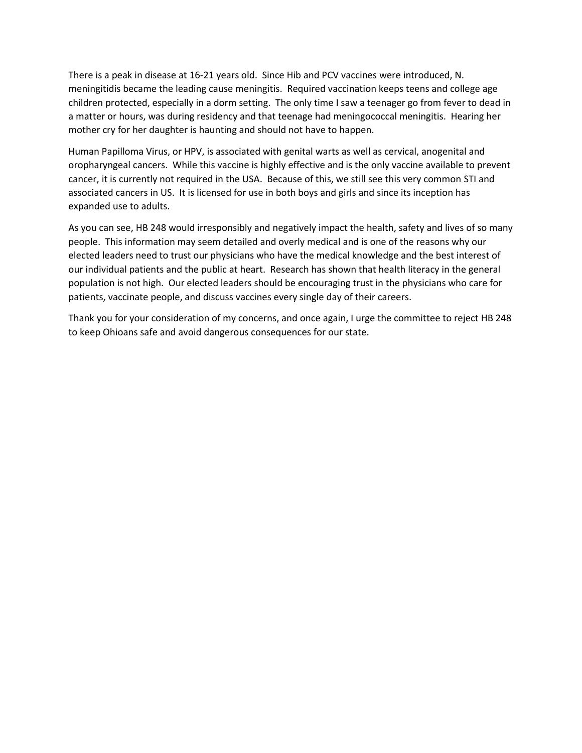There is a peak in disease at 16-21 years old. Since Hib and PCV vaccines were introduced, N. meningitidis became the leading cause meningitis. Required vaccination keeps teens and college age children protected, especially in a dorm setting. The only time I saw a teenager go from fever to dead in a matter or hours, was during residency and that teenage had meningococcal meningitis. Hearing her mother cry for her daughter is haunting and should not have to happen.

Human Papilloma Virus, or HPV, is associated with genital warts as well as cervical, anogenital and oropharyngeal cancers. While this vaccine is highly effective and is the only vaccine available to prevent cancer, it is currently not required in the USA. Because of this, we still see this very common STI and associated cancers in US. It is licensed for use in both boys and girls and since its inception has expanded use to adults.

As you can see, HB 248 would irresponsibly and negatively impact the health, safety and lives of so many people. This information may seem detailed and overly medical and is one of the reasons why our elected leaders need to trust our physicians who have the medical knowledge and the best interest of our individual patients and the public at heart. Research has shown that health literacy in the general population is not high. Our elected leaders should be encouraging trust in the physicians who care for patients, vaccinate people, and discuss vaccines every single day of their careers.

Thank you for your consideration of my concerns, and once again, I urge the committee to reject HB 248 to keep Ohioans safe and avoid dangerous consequences for our state.